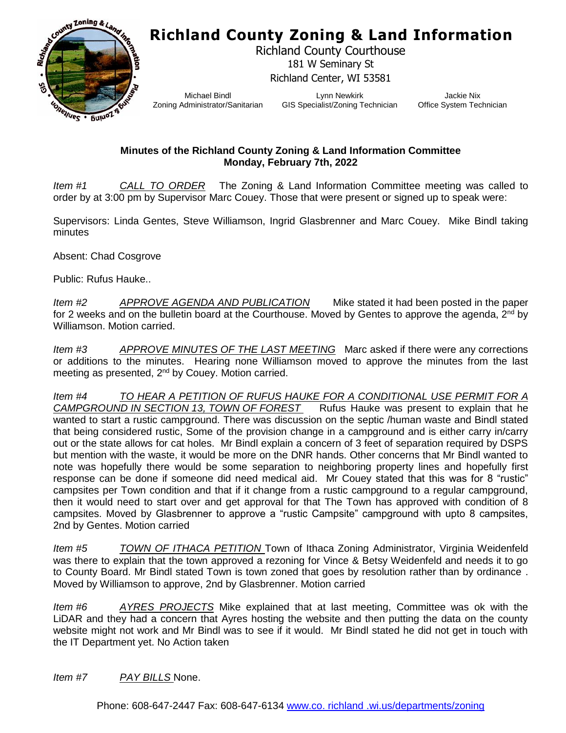# Richland County Zoning & Land Information

Richland County Courthouse
181 W Seminary St
Richland Center, WI 53581

| Michael Bindl | Lynn Newkirk | Jackie Nix |
|---|---|---|
| Zoning Administrator/Sanitarian | GIS Specialist/Zoning Technician | Office System Technician |

**Minutes of the Richland County Zoning & Land Information Committee**
**Monday, February 7th, 2022**

*Item #1* *CALL TO ORDER* The Zoning & Land Information Committee meeting was called to order by at 3:00 pm by Supervisor Marc Couey. Those that were present or signed up to speak were:

Supervisors: Linda Gentes, Steve Williamson, Ingrid Glasbrenner and Marc Couey. Mike Bindl taking minutes

Absent: Chad Cosgrove

Public: Rufus Hauke..

*Item #2* *APPROVE AGENDA AND PUBLICATION* Mike stated it had been posted in the paper for 2 weeks and on the bulletin board at the Courthouse. Moved by Gentes to approve the agenda, 2nd by Williamson. Motion carried.

*Item #3* *APPROVE MINUTES OF THE LAST MEETING* Marc asked if there were any corrections or additions to the minutes. Hearing none Williamson moved to approve the minutes from the last meeting as presented, 2nd by Couey. Motion carried.

*Item #4* *TO HEAR A PETITION OF RUFUS HAUKE FOR A CONDITIONAL USE PERMIT FOR A CAMPGROUND IN SECTION 13, TOWN OF FOREST* Rufus Hauke was present to explain that he wanted to start a rustic campground. There was discussion on the septic /human waste and Bindl stated that being considered rustic, Some of the provision change in a campground and is either carry in/carry out or the state allows for cat holes. Mr Bindl explain a concern of 3 feet of separation required by DSPS but mention with the waste, it would be more on the DNR hands. Other concerns that Mr Bindl wanted to note was hopefully there would be some separation to neighboring property lines and hopefully first response can be done if someone did need medical aid. Mr Couey stated that this was for 8 "rustic" campsites per Town condition and that if it change from a rustic campground to a regular campground, then it would need to start over and get approval for that The Town has approved with condition of 8 campsites. Moved by Glasbrenner to approve a "rustic Campsite" campground with upto 8 campsites, 2nd by Gentes. Motion carried

*Item #5* *TOWN OF ITHACA PETITION* Town of Ithaca Zoning Administrator, Virginia Weidenfeld was there to explain that the town approved a rezoning for Vince & Betsy Weidenfeld and needs it to go to County Board. Mr Bindl stated Town is town zoned that goes by resolution rather than by ordinance . Moved by Williamson to approve, 2nd by Glasbrenner. Motion carried

*Item #6* *AYRES PROJECTS* Mike explained that at last meeting, Committee was ok with the LiDAR and they had a concern that Ayres hosting the website and then putting the data on the county website might not work and Mr Bindl was to see if it would. Mr Bindl stated he did not get in touch with the IT Department yet. No Action taken

*Item #7* *PAY BILLS* None.

Phone: 608-647-2447 Fax: 608-647-6134 www.co. richland .wi.us/departments/zoning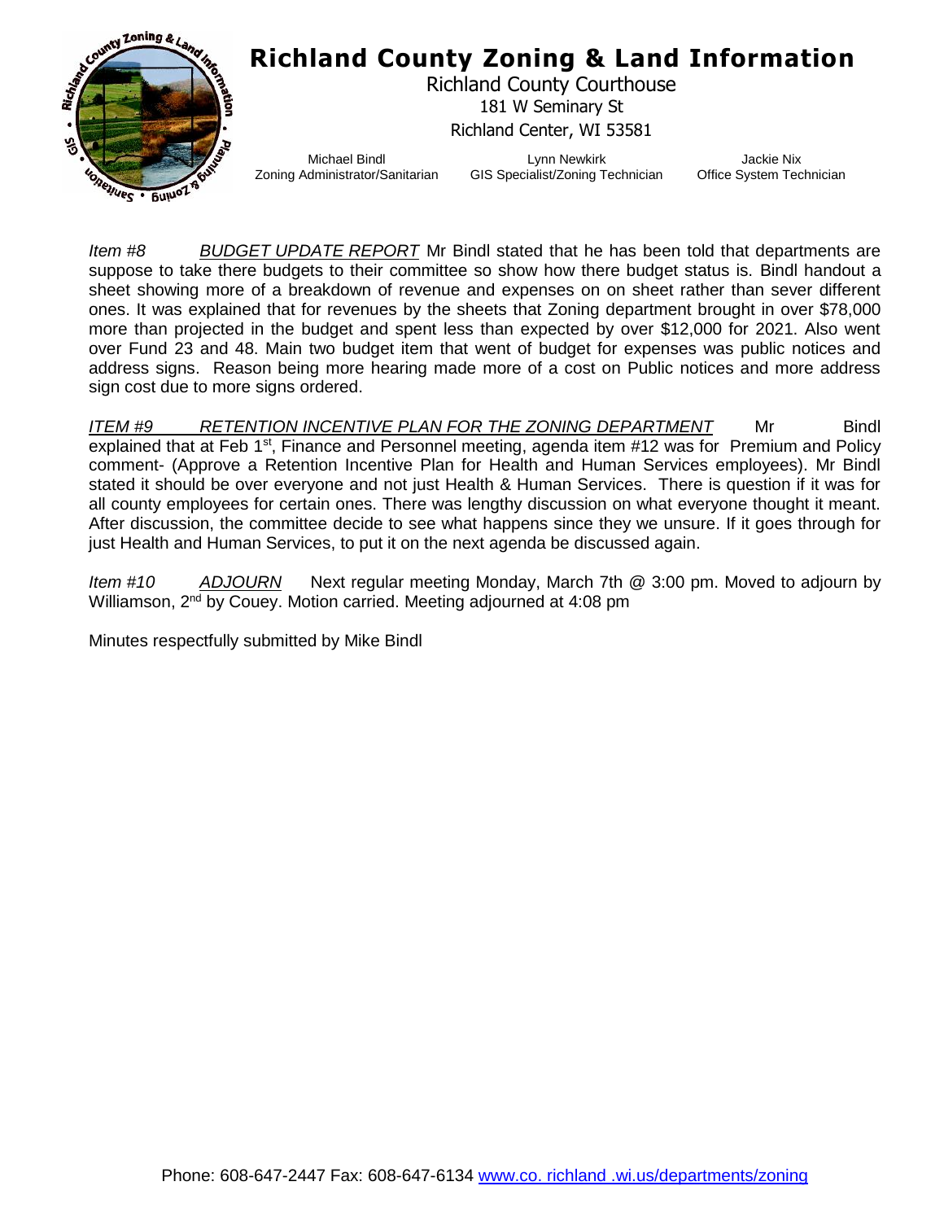# Richland County Zoning & Land Information

Richland County Courthouse
181 W Seminary St
Richland Center, WI 53581

| Michael Bindl | Lynn Newkirk | Jackie Nix |
|---|---|---|
| Zoning Administrator/Sanitarian | GIS Specialist/Zoning Technician | Office System Technician |

*Item #8* <u>*BUDGET UPDATE REPORT*</u> Mr Bindl stated that he has been told that departments are suppose to take there budgets to their committee so show how there budget status is. Bindl handout a sheet showing more of a breakdown of revenue and expenses on on sheet rather than sever different ones. It was explained that for revenues by the sheets that Zoning department brought in over $78,000 more than projected in the budget and spent less than expected by over $12,000 for 2021. Also went over Fund 23 and 48. Main two budget item that went of budget for expenses was public notices and address signs. Reason being more hearing made more of a cost on Public notices and more address sign cost due to more signs ordered.

<u>*ITEM #9 RETENTION INCENTIVE PLAN FOR THE ZONING DEPARTMENT*</u> Mr Bindl explained that at Feb 1st, Finance and Personnel meeting, agenda item #12 was for Premium and Policy comment- (Approve a Retention Incentive Plan for Health and Human Services employees). Mr Bindl stated it should be over everyone and not just Health & Human Services. There is question if it was for all county employees for certain ones. There was lengthy discussion on what everyone thought it meant. After discussion, the committee decide to see what happens since they we unsure. If it goes through for just Health and Human Services, to put it on the next agenda be discussed again.

*Item #10* <u>*ADJOURN*</u> Next regular meeting Monday, March 7th @ 3:00 pm. Moved to adjourn by Williamson, 2nd by Couey. Motion carried. Meeting adjourned at 4:08 pm

Minutes respectfully submitted by Mike Bindl

Phone: 608-647-2447 Fax: 608-647-6134 www.co. richland .wi.us/departments/zoning